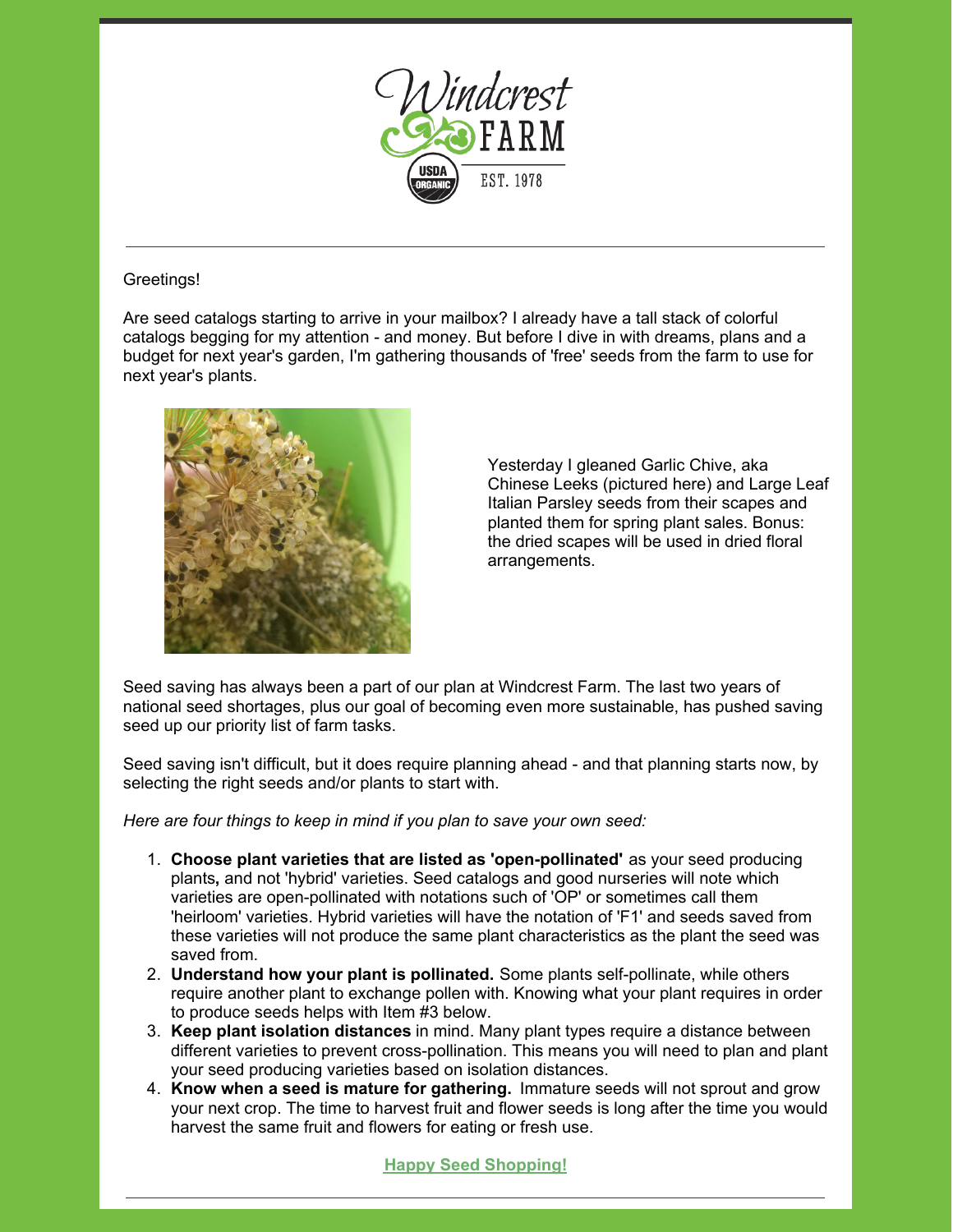Windcrest FARM

USDA ORGANIC

EST. 1978

---

Greetings!

Are seed catalogs starting to arrive in your mailbox? I already have a tall stack of colorful catalogs begging for my attention - and money. But before I dive in with dreams, plans and a budget for next year's garden, I'm gathering thousands of 'free' seeds from the farm to use for next year's plants.

Yesterday I gleaned Garlic Chive, aka Chinese Leeks (pictured here) and Large Leaf Italian Parsley seeds from their scapes and planted them for spring plant sales. Bonus: the dried scapes will be used in dried floral arrangements.

Seed saving has always been a part of our plan at Windcrest Farm. The last two years of national seed shortages, plus our goal of becoming even more sustainable, has pushed saving seed up our priority list of farm tasks.

Seed saving isn't difficult, but it does require planning ahead - and that planning starts now, by selecting the right seeds and/or plants to start with.

*Here are four things to keep in mind if you plan to save your own seed:*

1. **Choose plant varieties that are listed as 'open-pollinated'** as your seed producing plants**,** and not 'hybrid' varieties. Seed catalogs and good nurseries will note which varieties are open-pollinated with notations such of 'OP' or sometimes call them 'heirloom' varieties. Hybrid varieties will have the notation of 'F1' and seeds saved from these varieties will not produce the same plant characteristics as the plant the seed was saved from.
2. **Understand how your plant is pollinated.** Some plants self-pollinate, while others require another plant to exchange pollen with. Knowing what your plant requires in order to produce seeds helps with Item #3 below.
3. **Keep plant isolation distances** in mind. Many plant types require a distance between different varieties to prevent cross-pollination. This means you will need to plan and plant your seed producing varieties based on isolation distances.
4. **Know when a seed is mature for gathering.** Immature seeds will not sprout and grow your next crop. The time to harvest fruit and flower seeds is long after the time you would harvest the same fruit and flowers for eating or fresh use.

**Happy Seed Shopping!**

---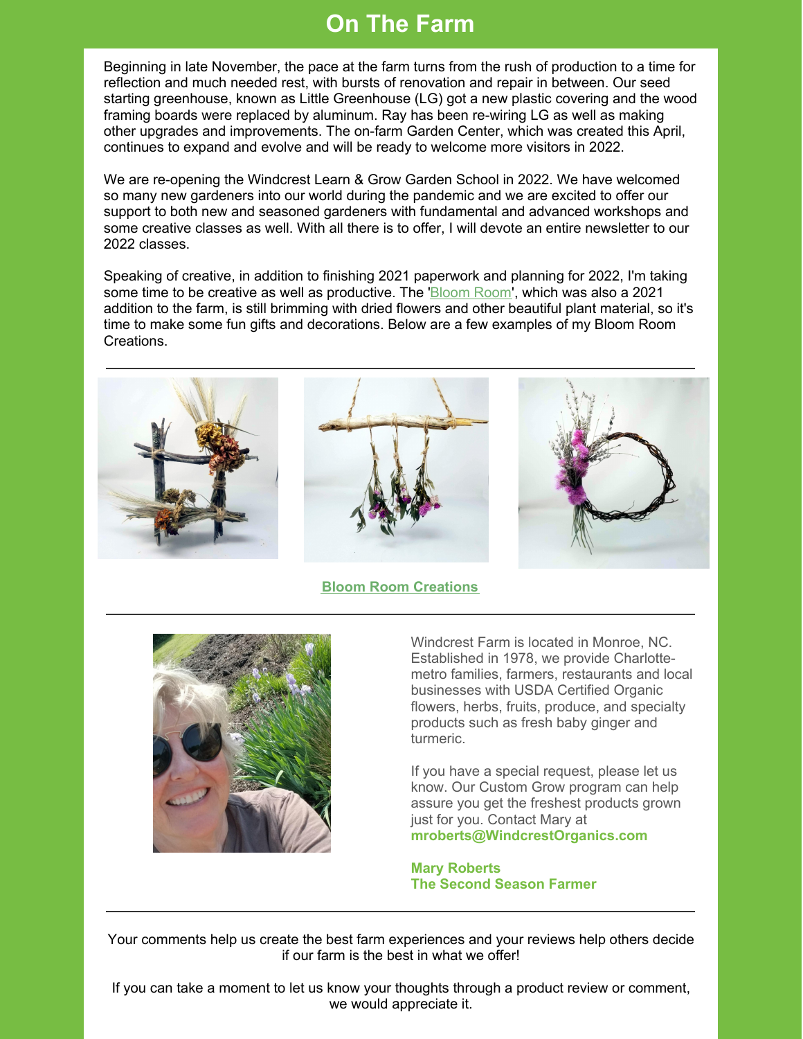# On The Farm

Beginning in late November, the pace at the farm turns from the rush of production to a time for reflection and much needed rest, with bursts of renovation and repair in between. Our seed starting greenhouse, known as Little Greenhouse (LG) got a new plastic covering and the wood framing boards were replaced by aluminum. Ray has been re-wiring LG as well as making other upgrades and improvements. The on-farm Garden Center, which was created this April, continues to expand and evolve and will be ready to welcome more visitors in 2022.

We are re-opening the Windcrest Learn & Grow Garden School in 2022. We have welcomed so many new gardeners into our world during the pandemic and we are excited to offer our support to both new and seasoned gardeners with fundamental and advanced workshops and some creative classes as well. With all there is to offer, I will devote an entire newsletter to our 2022 classes.

Speaking of creative, in addition to finishing 2021 paperwork and planning for 2022, I'm taking some time to be creative as well as productive. The 'Bloom Room', which was also a 2021 addition to the farm, is still brimming with dried flowers and other beautiful plant material, so it's time to make some fun gifts and decorations. Below are a few examples of my Bloom Room Creations.

---

**Bloom Room Creations**

---

Windcrest Farm is located in Monroe, NC. Established in 1978, we provide Charlotte-metro families, farmers, restaurants and local businesses with USDA Certified Organic flowers, herbs, fruits, produce, and specialty products such as fresh baby ginger and turmeric.

If you have a special request, please let us know. Our Custom Grow program can help assure you get the freshest products grown just for you. Contact Mary at **mroberts@WindcrestOrganics.com**

**Mary Roberts**
**The Second Season Farmer**

---

Your comments help us create the best farm experiences and your reviews help others decide if our farm is the best in what we offer!

If you can take a moment to let us know your thoughts through a product review or comment, we would appreciate it.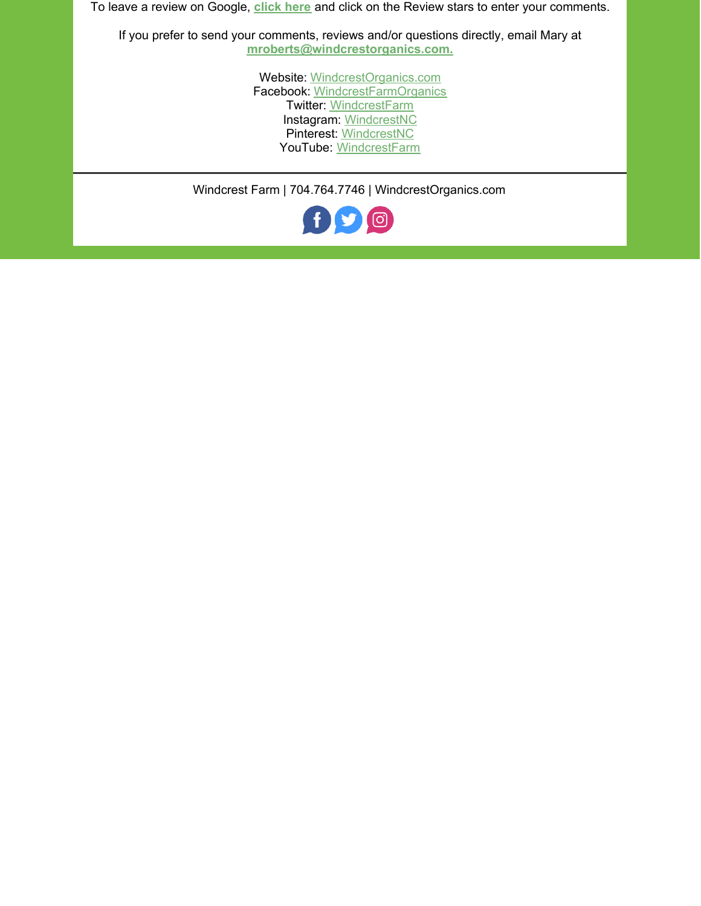To leave a review on Google, **click here** and click on the Review stars to enter your comments.

If you prefer to send your comments, reviews and/or questions directly, email Mary at **mroberts@windcrestorganics.com.**

Website: WindcrestOrganics.com
Facebook: WindcrestFarmOrganics
Twitter: WindcrestFarm
Instagram: WindcrestNC
Pinterest: WindcrestNC
YouTube: WindcrestFarm

---

Windcrest Farm | 704.764.7746 | WindcrestOrganics.com